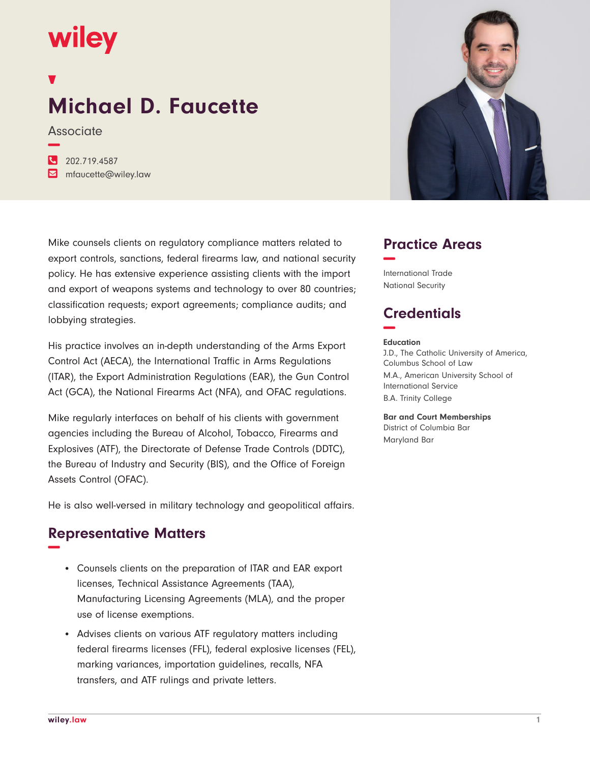wiley

# Michael D. Faucette

Associate

202.719.4587
mfaucette@wiley.law

Mike counsels clients on regulatory compliance matters related to export controls, sanctions, federal firearms law, and national security policy. He has extensive experience assisting clients with the import and export of weapons systems and technology to over 80 countries; classification requests; export agreements; compliance audits; and lobbying strategies.

His practice involves an in-depth understanding of the Arms Export Control Act (AECA), the International Traffic in Arms Regulations (ITAR), the Export Administration Regulations (EAR), the Gun Control Act (GCA), the National Firearms Act (NFA), and OFAC regulations.

Mike regularly interfaces on behalf of his clients with government agencies including the Bureau of Alcohol, Tobacco, Firearms and Explosives (ATF), the Directorate of Defense Trade Controls (DDTC), the Bureau of Industry and Security (BIS), and the Office of Foreign Assets Control (OFAC).

He is also well-versed in military technology and geopolitical affairs.

## Representative Matters

- Counsels clients on the preparation of ITAR and EAR export licenses, Technical Assistance Agreements (TAA), Manufacturing Licensing Agreements (MLA), and the proper use of license exemptions.
- Advises clients on various ATF regulatory matters including federal firearms licenses (FFL), federal explosive licenses (FEL), marking variances, importation guidelines, recalls, NFA transfers, and ATF rulings and private letters.

## Practice Areas

International Trade
National Security

## Credentials

**Education**

J.D., The Catholic University of America, Columbus School of Law

M.A., American University School of International Service

B.A. Trinity College

**Bar and Court Memberships**

District of Columbia Bar
Maryland Bar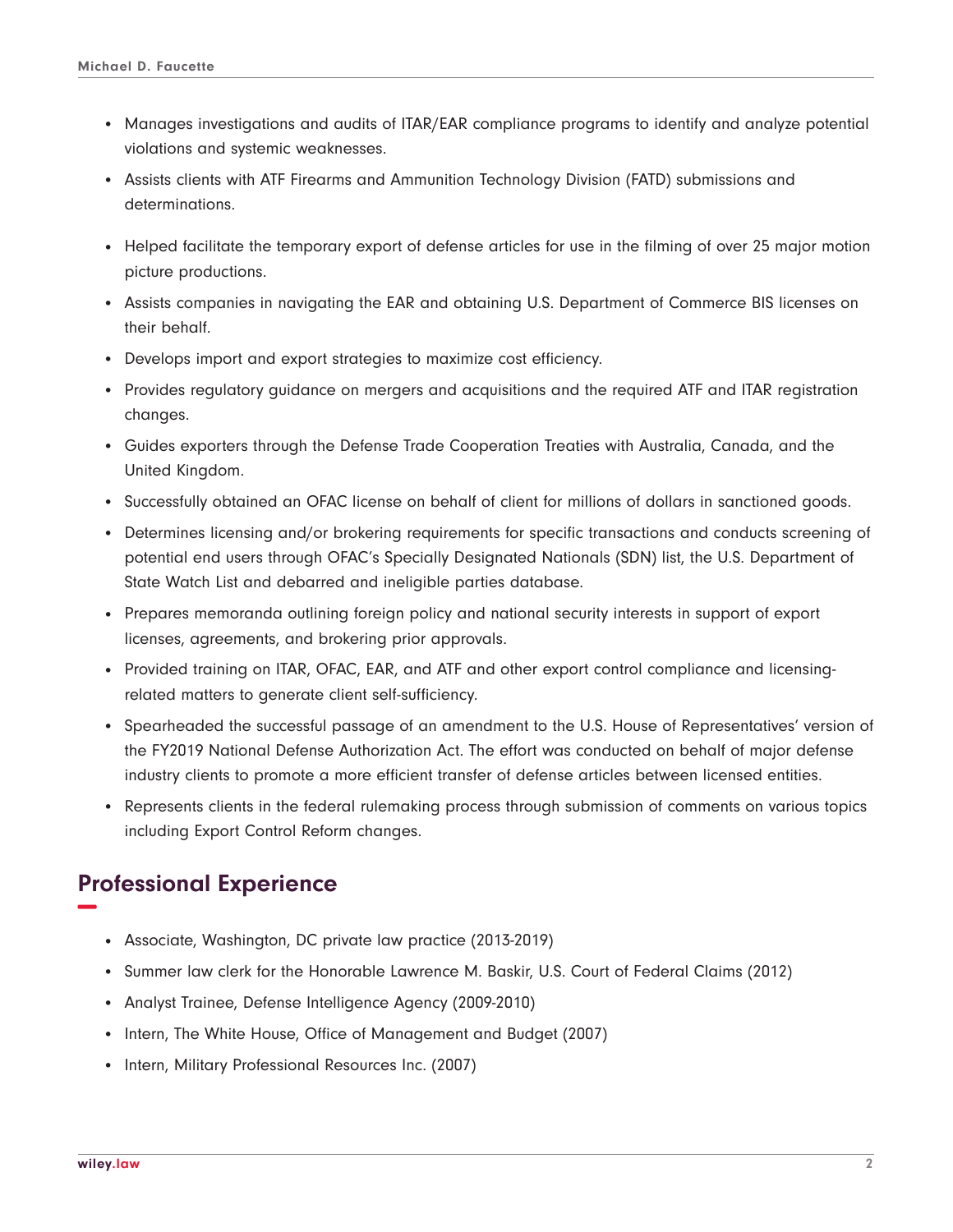- Manages investigations and audits of ITAR/EAR compliance programs to identify and analyze potential violations and systemic weaknesses.
- Assists clients with ATF Firearms and Ammunition Technology Division (FATD) submissions and determinations.
- Helped facilitate the temporary export of defense articles for use in the filming of over 25 major motion picture productions.
- Assists companies in navigating the EAR and obtaining U.S. Department of Commerce BIS licenses on their behalf.
- Develops import and export strategies to maximize cost efficiency.
- Provides regulatory guidance on mergers and acquisitions and the required ATF and ITAR registration changes.
- Guides exporters through the Defense Trade Cooperation Treaties with Australia, Canada, and the United Kingdom.
- Successfully obtained an OFAC license on behalf of client for millions of dollars in sanctioned goods.
- Determines licensing and/or brokering requirements for specific transactions and conducts screening of potential end users through OFAC's Specially Designated Nationals (SDN) list, the U.S. Department of State Watch List and debarred and ineligible parties database.
- Prepares memoranda outlining foreign policy and national security interests in support of export licenses, agreements, and brokering prior approvals.
- Provided training on ITAR, OFAC, EAR, and ATF and other export control compliance and licensing-related matters to generate client self-sufficiency.
- Spearheaded the successful passage of an amendment to the U.S. House of Representatives' version of the FY2019 National Defense Authorization Act. The effort was conducted on behalf of major defense industry clients to promote a more efficient transfer of defense articles between licensed entities.
- Represents clients in the federal rulemaking process through submission of comments on various topics including Export Control Reform changes.

## Professional Experience

- Associate, Washington, DC private law practice (2013-2019)
- Summer law clerk for the Honorable Lawrence M. Baskir, U.S. Court of Federal Claims (2012)
- Analyst Trainee, Defense Intelligence Agency (2009-2010)
- Intern, The White House, Office of Management and Budget (2007)
- Intern, Military Professional Resources Inc. (2007)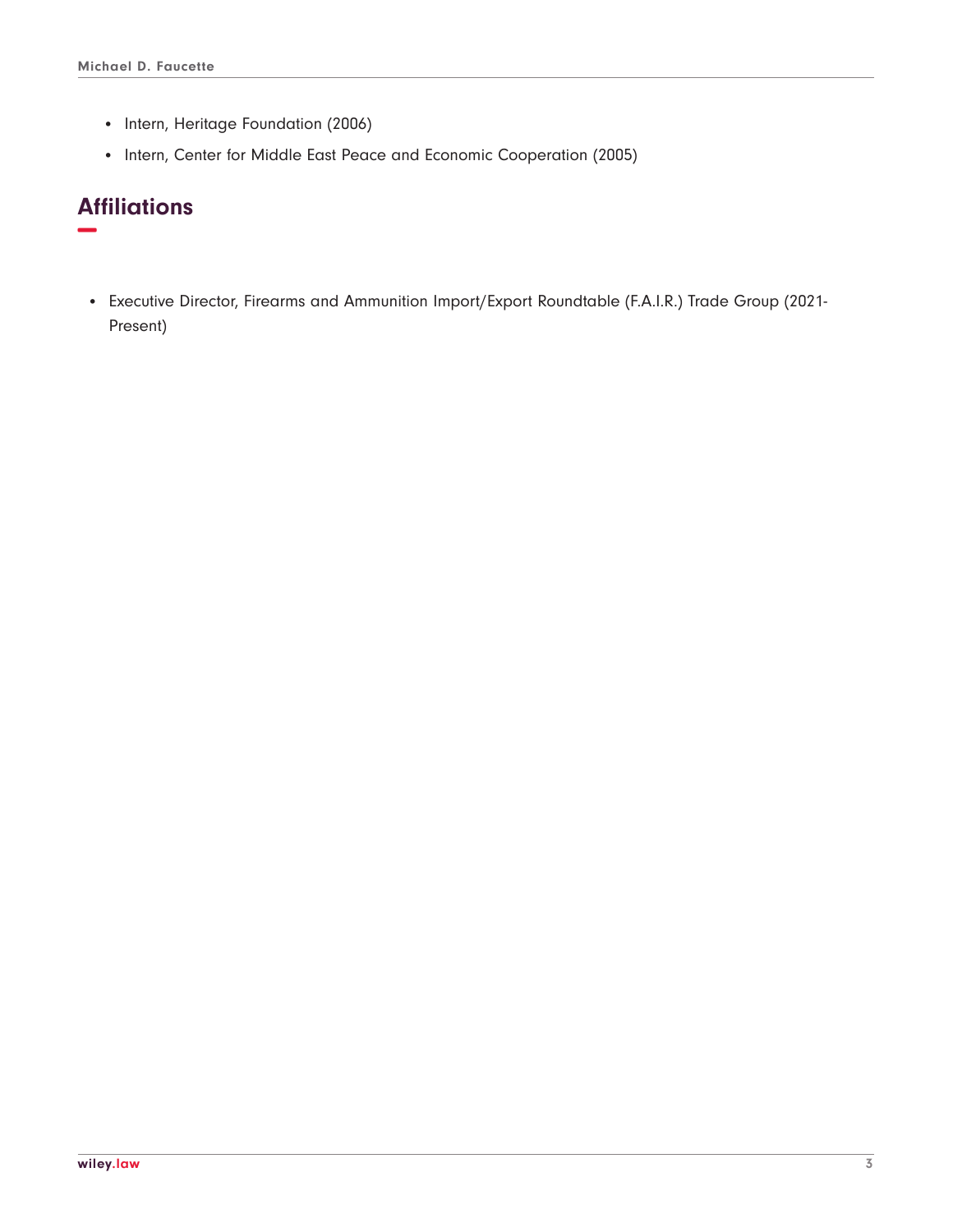- Intern, Heritage Foundation (2006)
- Intern, Center for Middle East Peace and Economic Cooperation (2005)

## Affiliations

- Executive Director, Firearms and Ammunition Import/Export Roundtable (F.A.I.R.) Trade Group (2021-Present)